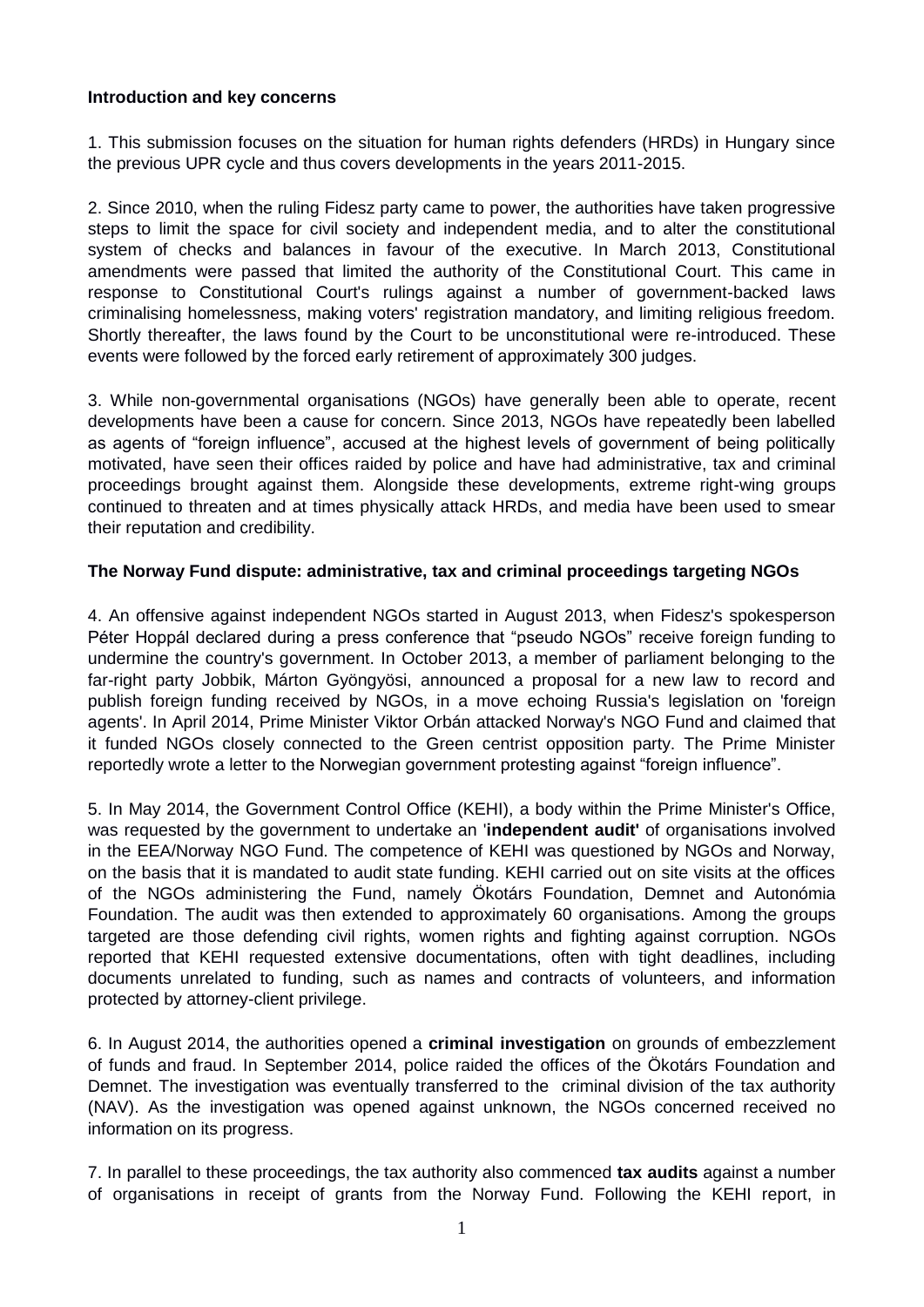**Introduction and key concerns**

1. This submission focuses on the situation for human rights defenders (HRDs) in Hungary since the previous UPR cycle and thus covers developments in the years 2011-2015.

2. Since 2010, when the ruling Fidesz party came to power, the authorities have taken progressive steps to limit the space for civil society and independent media, and to alter the constitutional system of checks and balances in favour of the executive. In March 2013, Constitutional amendments were passed that limited the authority of the Constitutional Court. This came in response to Constitutional Court's rulings against a number of government-backed laws criminalising homelessness, making voters' registration mandatory, and limiting religious freedom. Shortly thereafter, the laws found by the Court to be unconstitutional were re-introduced. These events were followed by the forced early retirement of approximately 300 judges.

3. While non-governmental organisations (NGOs) have generally been able to operate, recent developments have been a cause for concern. Since 2013, NGOs have repeatedly been labelled as agents of "foreign influence", accused at the highest levels of government of being politically motivated, have seen their offices raided by police and have had administrative, tax and criminal proceedings brought against them. Alongside these developments, extreme right-wing groups continued to threaten and at times physically attack HRDs, and media have been used to smear their reputation and credibility.

**The Norway Fund dispute: administrative, tax and criminal proceedings targeting NGOs**

4. An offensive against independent NGOs started in August 2013, when Fidesz's spokesperson Péter Hoppál declared during a press conference that "pseudo NGOs" receive foreign funding to undermine the country's government. In October 2013, a member of parliament belonging to the far-right party Jobbik, Márton Gyöngyösi, announced a proposal for a new law to record and publish foreign funding received by NGOs, in a move echoing Russia's legislation on 'foreign agents'. In April 2014, Prime Minister Viktor Orbán attacked Norway's NGO Fund and claimed that it funded NGOs closely connected to the Green centrist opposition party. The Prime Minister reportedly wrote a letter to the Norwegian government protesting against "foreign influence".

5. In May 2014, the Government Control Office (KEHI), a body within the Prime Minister's Office, was requested by the government to undertake an '**independent audit'** of organisations involved in the EEA/Norway NGO Fund. The competence of KEHI was questioned by NGOs and Norway, on the basis that it is mandated to audit state funding. KEHI carried out on site visits at the offices of the NGOs administering the Fund, namely Ökotárs Foundation, Demnet and Autonómia Foundation. The audit was then extended to approximately 60 organisations. Among the groups targeted are those defending civil rights, women rights and fighting against corruption. NGOs reported that KEHI requested extensive documentations, often with tight deadlines, including documents unrelated to funding, such as names and contracts of volunteers, and information protected by attorney-client privilege.

6. In August 2014, the authorities opened a **criminal investigation** on grounds of embezzlement of funds and fraud. In September 2014, police raided the offices of the Ökotárs Foundation and Demnet. The investigation was eventually transferred to the criminal division of the tax authority (NAV). As the investigation was opened against unknown, the NGOs concerned received no information on its progress.

7. In parallel to these proceedings, the tax authority also commenced **tax audits** against a number of organisations in receipt of grants from the Norway Fund. Following the KEHI report, in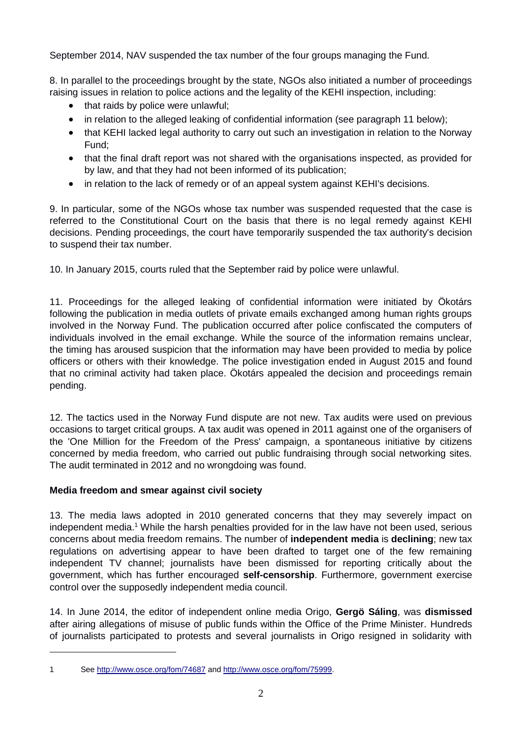September 2014, NAV suspended the tax number of the four groups managing the Fund.

8. In parallel to the proceedings brought by the state, NGOs also initiated a number of proceedings raising issues in relation to police actions and the legality of the KEHI inspection, including:

- that raids by police were unlawful;
- in relation to the alleged leaking of confidential information (see paragraph 11 below);
- that KEHI lacked legal authority to carry out such an investigation in relation to the Norway Fund;
- that the final draft report was not shared with the organisations inspected, as provided for by law, and that they had not been informed of its publication;
- in relation to the lack of remedy or of an appeal system against KEHI's decisions.

9. In particular, some of the NGOs whose tax number was suspended requested that the case is referred to the Constitutional Court on the basis that there is no legal remedy against KEHI decisions. Pending proceedings, the court have temporarily suspended the tax authority's decision to suspend their tax number.

10. In January 2015, courts ruled that the September raid by police were unlawful.

11. Proceedings for the alleged leaking of confidential information were initiated by Ökotárs following the publication in media outlets of private emails exchanged among human rights groups involved in the Norway Fund. The publication occurred after police confiscated the computers of individuals involved in the email exchange. While the source of the information remains unclear, the timing has aroused suspicion that the information may have been provided to media by police officers or others with their knowledge. The police investigation ended in August 2015 and found that no criminal activity had taken place. Ökotárs appealed the decision and proceedings remain pending.

12. The tactics used in the Norway Fund dispute are not new. Tax audits were used on previous occasions to target critical groups. A tax audit was opened in 2011 against one of the organisers of the 'One Million for the Freedom of the Press' campaign, a spontaneous initiative by citizens concerned by media freedom, who carried out public fundraising through social networking sites. The audit terminated in 2012 and no wrongdoing was found.

**Media freedom and smear against civil society**

13. The media laws adopted in 2010 generated concerns that they may severely impact on independent media.[1] While the harsh penalties provided for in the law have not been used, serious concerns about media freedom remains. The number of **independent media** is **declining**; new tax regulations on advertising appear to have been drafted to target one of the few remaining independent TV channel; journalists have been dismissed for reporting critically about the government, which has further encouraged **self-censorship**. Furthermore, government exercise control over the supposedly independent media council.

14. In June 2014, the editor of independent online media Origo, **Gergö Sáling**, was **dismissed** after airing allegations of misuse of public funds within the Office of the Prime Minister. Hundreds of journalists participated to protests and several journalists in Origo resigned in solidarity with

---

1 See http://www.osce.org/fom/74687 and http://www.osce.org/fom/75999.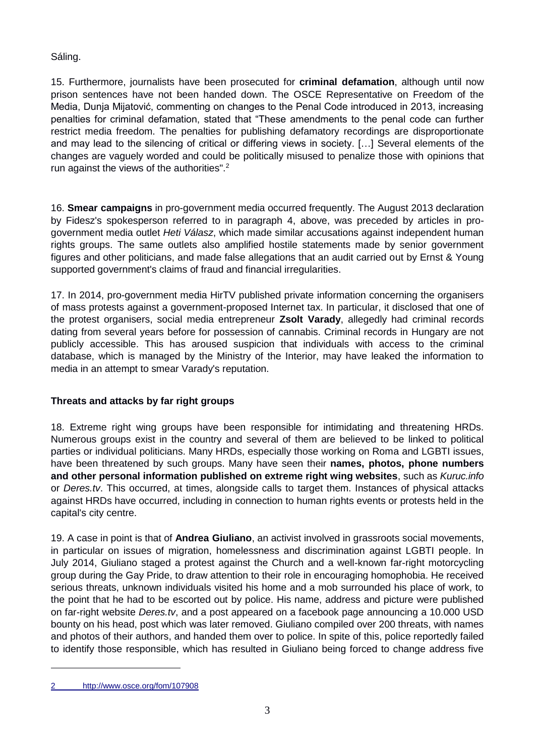Sáling.

15. Furthermore, journalists have been prosecuted for **criminal defamation**, although until now prison sentences have not been handed down. The OSCE Representative on Freedom of the Media, Dunja Mijatović, commenting on changes to the Penal Code introduced in 2013, increasing penalties for criminal defamation, stated that "These amendments to the penal code can further restrict media freedom. The penalties for publishing defamatory recordings are disproportionate and may lead to the silencing of critical or differing views in society. […] Several elements of the changes are vaguely worded and could be politically misused to penalize those with opinions that run against the views of the authorities".[2]

16. **Smear campaigns** in pro-government media occurred frequently. The August 2013 declaration by Fidesz's spokesperson referred to in paragraph 4, above, was preceded by articles in pro-government media outlet *Heti Válasz*, which made similar accusations against independent human rights groups. The same outlets also amplified hostile statements made by senior government figures and other politicians, and made false allegations that an audit carried out by Ernst & Young supported government's claims of fraud and financial irregularities.

17. In 2014, pro-government media HirTV published private information concerning the organisers of mass protests against a government-proposed Internet tax. In particular, it disclosed that one of the protest organisers, social media entrepreneur **Zsolt Varady**, allegedly had criminal records dating from several years before for possession of cannabis. Criminal records in Hungary are not publicly accessible. This has aroused suspicion that individuals with access to the criminal database, which is managed by the Ministry of the Interior, may have leaked the information to media in an attempt to smear Varady's reputation.

### Threats and attacks by far right groups

18. Extreme right wing groups have been responsible for intimidating and threatening HRDs. Numerous groups exist in the country and several of them are believed to be linked to political parties or individual politicians. Many HRDs, especially those working on Roma and LGBTI issues, have been threatened by such groups. Many have seen their **names, photos, phone numbers and other personal information published on extreme right wing websites**, such as *Kuruc.info* or *Deres.tv*. This occurred, at times, alongside calls to target them. Instances of physical attacks against HRDs have occurred, including in connection to human rights events or protests held in the capital's city centre.

19. A case in point is that of **Andrea Giuliano**, an activist involved in grassroots social movements, in particular on issues of migration, homelessness and discrimination against LGBTI people. In July 2014, Giuliano staged a protest against the Church and a well-known far-right motorcycling group during the Gay Pride, to draw attention to their role in encouraging homophobia. He received serious threats, unknown individuals visited his home and a mob surrounded his place of work, to the point that he had to be escorted out by police. His name, address and picture were published on far-right website *Deres.tv*, and a post appeared on a facebook page announcing a 10.000 USD bounty on his head, post which was later removed. Giuliano compiled over 200 threats, with names and photos of their authors, and handed them over to police. In spite of this, police reportedly failed to identify those responsible, which has resulted in Giuliano being forced to change address five

---

[2] http://www.osce.org/fom/107908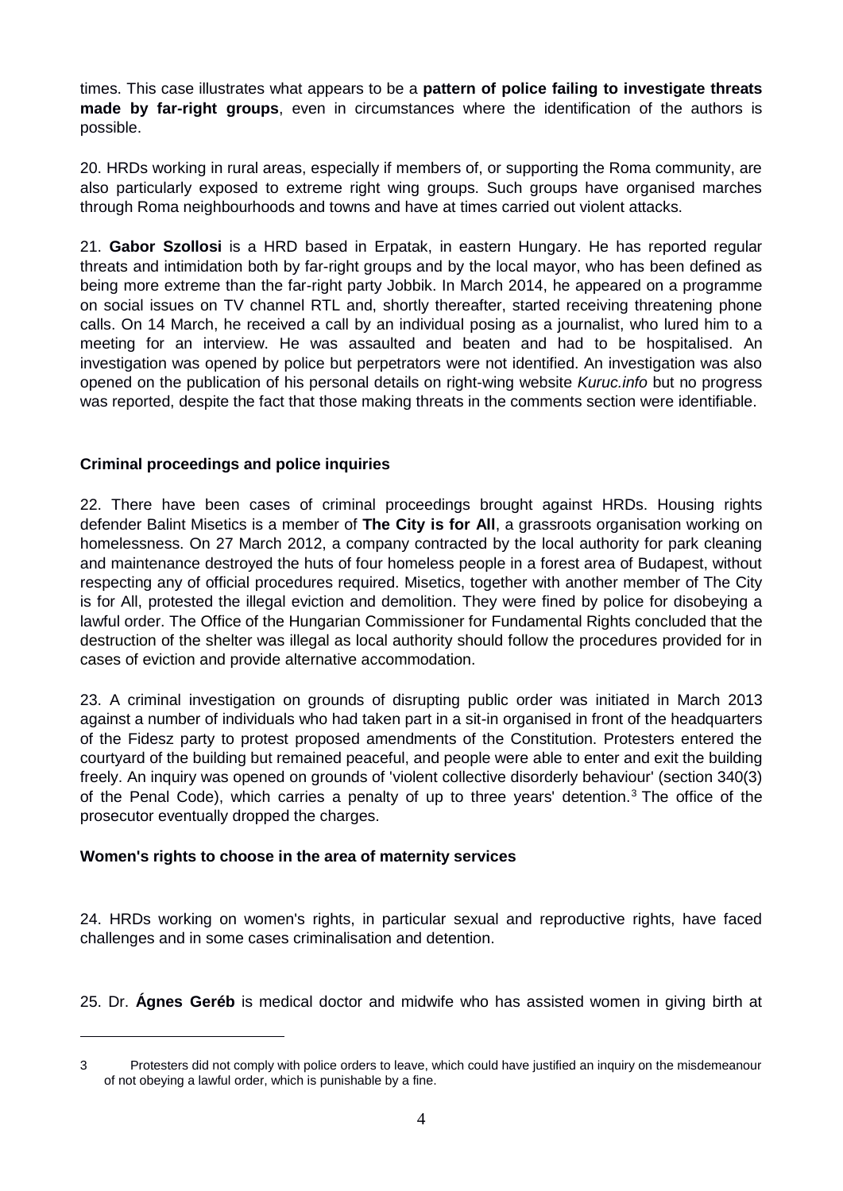times. This case illustrates what appears to be a **pattern of police failing to investigate threats made by far-right groups**, even in circumstances where the identification of the authors is possible.

20. HRDs working in rural areas, especially if members of, or supporting the Roma community, are also particularly exposed to extreme right wing groups. Such groups have organised marches through Roma neighbourhoods and towns and have at times carried out violent attacks.

21. **Gabor Szollosi** is a HRD based in Erpatak, in eastern Hungary. He has reported regular threats and intimidation both by far-right groups and by the local mayor, who has been defined as being more extreme than the far-right party Jobbik. In March 2014, he appeared on a programme on social issues on TV channel RTL and, shortly thereafter, started receiving threatening phone calls. On 14 March, he received a call by an individual posing as a journalist, who lured him to a meeting for an interview. He was assaulted and beaten and had to be hospitalised. An investigation was opened by police but perpetrators were not identified. An investigation was also opened on the publication of his personal details on right-wing website *Kuruc.info* but no progress was reported, despite the fact that those making threats in the comments section were identifiable.

### Criminal proceedings and police inquiries

22. There have been cases of criminal proceedings brought against HRDs. Housing rights defender Balint Misetics is a member of **The City is for All**, a grassroots organisation working on homelessness. On 27 March 2012, a company contracted by the local authority for park cleaning and maintenance destroyed the huts of four homeless people in a forest area of Budapest, without respecting any of official procedures required. Misetics, together with another member of The City is for All, protested the illegal eviction and demolition. They were fined by police for disobeying a lawful order. The Office of the Hungarian Commissioner for Fundamental Rights concluded that the destruction of the shelter was illegal as local authority should follow the procedures provided for in cases of eviction and provide alternative accommodation.

23. A criminal investigation on grounds of disrupting public order was initiated in March 2013 against a number of individuals who had taken part in a sit-in organised in front of the headquarters of the Fidesz party to protest proposed amendments of the Constitution. Protesters entered the courtyard of the building but remained peaceful, and people were able to enter and exit the building freely. An inquiry was opened on grounds of 'violent collective disorderly behaviour' (section 340(3) of the Penal Code), which carries a penalty of up to three years' detention.[3] The office of the prosecutor eventually dropped the charges.

### Women's rights to choose in the area of maternity services

24. HRDs working on women's rights, in particular sexual and reproductive rights, have faced challenges and in some cases criminalisation and detention.

25. Dr. **Ágnes Geréb** is medical doctor and midwife who has assisted women in giving birth at

---

[3] Protesters did not comply with police orders to leave, which could have justified an inquiry on the misdemeanour of not obeying a lawful order, which is punishable by a fine.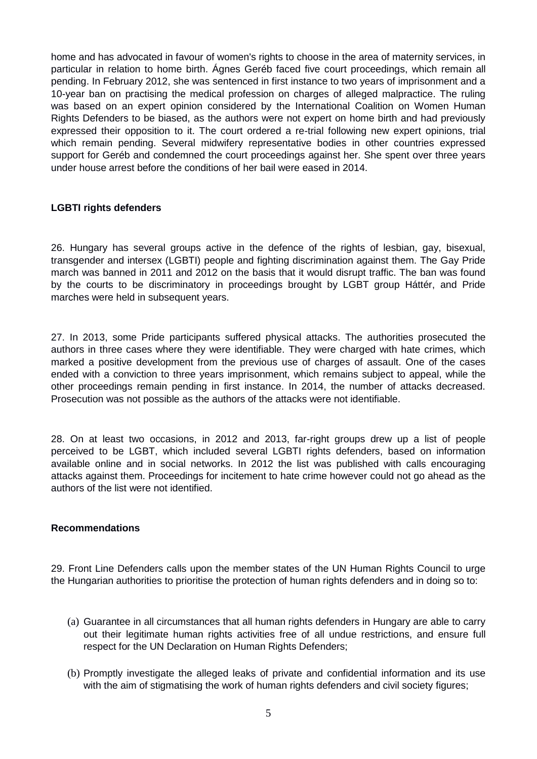home and has advocated in favour of women's rights to choose in the area of maternity services, in particular in relation to home birth. Ágnes Geréb faced five court proceedings, which remain all pending. In February 2012, she was sentenced in first instance to two years of imprisonment and a 10-year ban on practising the medical profession on charges of alleged malpractice. The ruling was based on an expert opinion considered by the International Coalition on Women Human Rights Defenders to be biased, as the authors were not expert on home birth and had previously expressed their opposition to it. The court ordered a re-trial following new expert opinions, trial which remain pending. Several midwifery representative bodies in other countries expressed support for Geréb and condemned the court proceedings against her. She spent over three years under house arrest before the conditions of her bail were eased in 2014.

**LGBTI rights defenders**

26. Hungary has several groups active in the defence of the rights of lesbian, gay, bisexual, transgender and intersex (LGBTI) people and fighting discrimination against them. The Gay Pride march was banned in 2011 and 2012 on the basis that it would disrupt traffic. The ban was found by the courts to be discriminatory in proceedings brought by LGBT group Háttér, and Pride marches were held in subsequent years.

27. In 2013, some Pride participants suffered physical attacks. The authorities prosecuted the authors in three cases where they were identifiable. They were charged with hate crimes, which marked a positive development from the previous use of charges of assault. One of the cases ended with a conviction to three years imprisonment, which remains subject to appeal, while the other proceedings remain pending in first instance. In 2014, the number of attacks decreased. Prosecution was not possible as the authors of the attacks were not identifiable.

28. On at least two occasions, in 2012 and 2013, far-right groups drew up a list of people perceived to be LGBT, which included several LGBTI rights defenders, based on information available online and in social networks. In 2012 the list was published with calls encouraging attacks against them. Proceedings for incitement to hate crime however could not go ahead as the authors of the list were not identified.

**Recommendations**

29. Front Line Defenders calls upon the member states of the UN Human Rights Council to urge the Hungarian authorities to prioritise the protection of human rights defenders and in doing so to:

(a) Guarantee in all circumstances that all human rights defenders in Hungary are able to carry out their legitimate human rights activities free of all undue restrictions, and ensure full respect for the UN Declaration on Human Rights Defenders;

(b) Promptly investigate the alleged leaks of private and confidential information and its use with the aim of stigmatising the work of human rights defenders and civil society figures;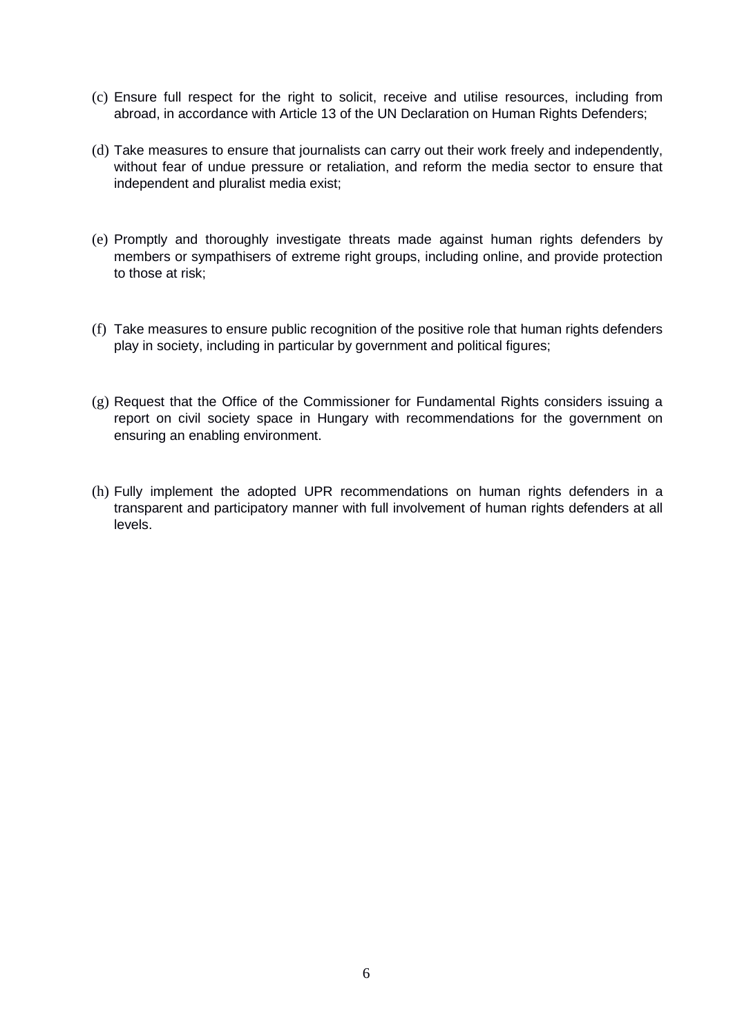(c) Ensure full respect for the right to solicit, receive and utilise resources, including from abroad, in accordance with Article 13 of the UN Declaration on Human Rights Defenders;

(d) Take measures to ensure that journalists can carry out their work freely and independently, without fear of undue pressure or retaliation, and reform the media sector to ensure that independent and pluralist media exist;

(e) Promptly and thoroughly investigate threats made against human rights defenders by members or sympathisers of extreme right groups, including online, and provide protection to those at risk;

(f) Take measures to ensure public recognition of the positive role that human rights defenders play in society, including in particular by government and political figures;

(g) Request that the Office of the Commissioner for Fundamental Rights considers issuing a report on civil society space in Hungary with recommendations for the government on ensuring an enabling environment.

(h) Fully implement the adopted UPR recommendations on human rights defenders in a transparent and participatory manner with full involvement of human rights defenders at all levels.